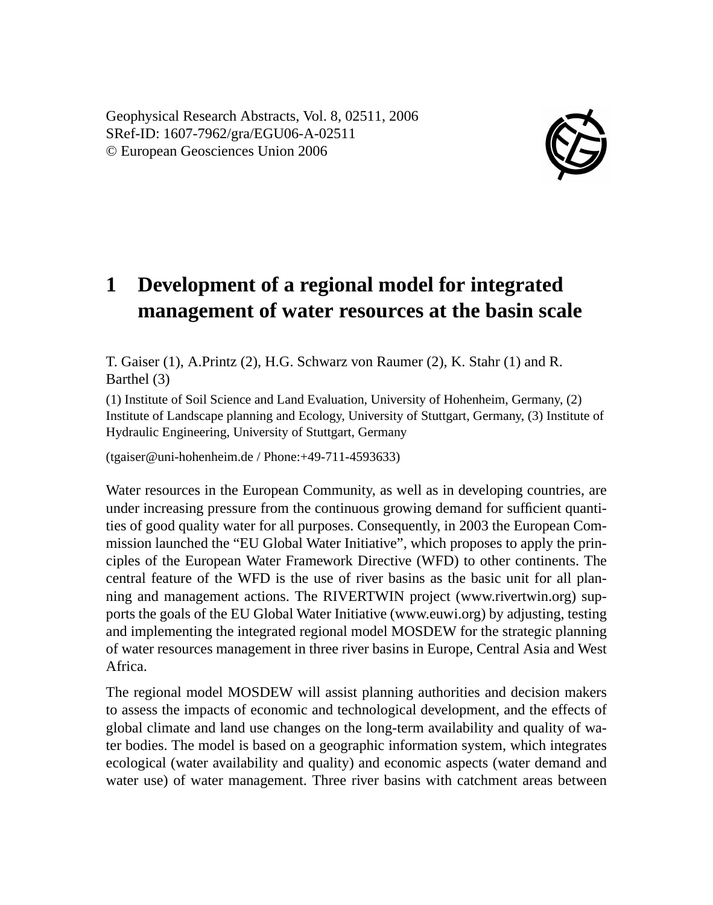Geophysical Research Abstracts, Vol. 8, 02511, 2006
SRef-ID: 1607-7962/gra/EGU06-A-02511
© European Geosciences Union 2006

# 1 Development of a regional model for integrated management of water resources at the basin scale

T. Gaiser (1), A.Printz (2), H.G. Schwarz von Raumer (2), K. Stahr (1) and R. Barthel (3)

(1) Institute of Soil Science and Land Evaluation, University of Hohenheim, Germany, (2) Institute of Landscape planning and Ecology, University of Stuttgart, Germany, (3) Institute of Hydraulic Engineering, University of Stuttgart, Germany

(tgaiser@uni-hohenheim.de / Phone:+49-711-4593633)

Water resources in the European Community, as well as in developing countries, are under increasing pressure from the continuous growing demand for sufficient quantities of good quality water for all purposes. Consequently, in 2003 the European Commission launched the "EU Global Water Initiative", which proposes to apply the principles of the European Water Framework Directive (WFD) to other continents. The central feature of the WFD is the use of river basins as the basic unit for all planning and management actions. The RIVERTWIN project (www.rivertwin.org) supports the goals of the EU Global Water Initiative (www.euwi.org) by adjusting, testing and implementing the integrated regional model MOSDEW for the strategic planning of water resources management in three river basins in Europe, Central Asia and West Africa.

The regional model MOSDEW will assist planning authorities and decision makers to assess the impacts of economic and technological development, and the effects of global climate and land use changes on the long-term availability and quality of water bodies. The model is based on a geographic information system, which integrates ecological (water availability and quality) and economic aspects (water demand and water use) of water management. Three river basins with catchment areas between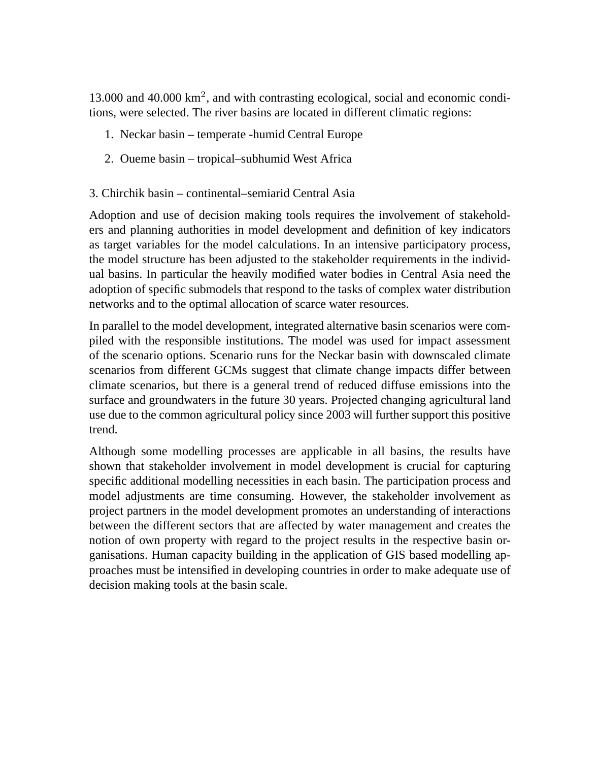13.000 and 40.000 $km^2$, and with contrasting ecological, social and economic conditions, were selected. The river basins are located in different climatic regions:

1. Neckar basin – temperate -humid Central Europe
2. Oueme basin – tropical–subhumid West Africa

3. Chirchik basin – continental–semiarid Central Asia

Adoption and use of decision making tools requires the involvement of stakeholders and planning authorities in model development and definition of key indicators as target variables for the model calculations. In an intensive participatory process, the model structure has been adjusted to the stakeholder requirements in the individual basins. In particular the heavily modified water bodies in Central Asia need the adoption of specific submodels that respond to the tasks of complex water distribution networks and to the optimal allocation of scarce water resources.

In parallel to the model development, integrated alternative basin scenarios were compiled with the responsible institutions. The model was used for impact assessment of the scenario options. Scenario runs for the Neckar basin with downscaled climate scenarios from different GCMs suggest that climate change impacts differ between climate scenarios, but there is a general trend of reduced diffuse emissions into the surface and groundwaters in the future 30 years. Projected changing agricultural land use due to the common agricultural policy since 2003 will further support this positive trend.

Although some modelling processes are applicable in all basins, the results have shown that stakeholder involvement in model development is crucial for capturing specific additional modelling necessities in each basin. The participation process and model adjustments are time consuming. However, the stakeholder involvement as project partners in the model development promotes an understanding of interactions between the different sectors that are affected by water management and creates the notion of own property with regard to the project results in the respective basin organisations. Human capacity building in the application of GIS based modelling approaches must be intensified in developing countries in order to make adequate use of decision making tools at the basin scale.